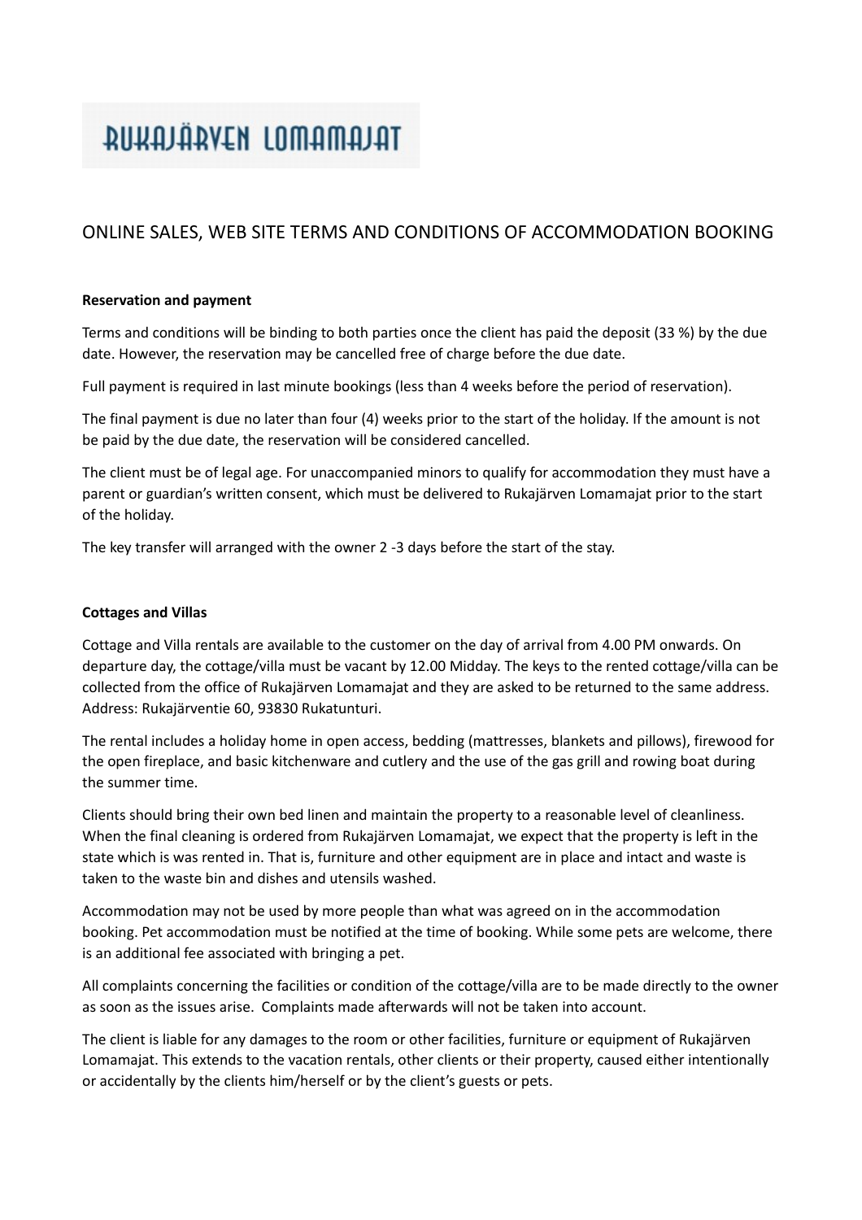# RUKAJÄRVEN LOMAMAJAT

## ONLINE SALES, WEB SITE TERMS AND CONDITIONS OF ACCOMMODATION BOOKING

**Reservation and payment**

Terms and conditions will be binding to both parties once the client has paid the deposit (33 %) by the due date. However, the reservation may be cancelled free of charge before the due date.

Full payment is required in last minute bookings (less than 4 weeks before the period of reservation).

The final payment is due no later than four (4) weeks prior to the start of the holiday. If the amount is not be paid by the due date, the reservation will be considered cancelled.

The client must be of legal age. For unaccompanied minors to qualify for accommodation they must have a parent or guardian's written consent, which must be delivered to Rukajärven Lomamajat prior to the start of the holiday.

The key transfer will arranged with the owner 2 -3 days before the start of the stay.

**Cottages and Villas**

Cottage and Villa rentals are available to the customer on the day of arrival from 4.00 PM onwards. On departure day, the cottage/villa must be vacant by 12.00 Midday. The keys to the rented cottage/villa can be collected from the office of Rukajärven Lomamajat and they are asked to be returned to the same address. Address: Rukajärventie 60, 93830 Rukatunturi.

The rental includes a holiday home in open access, bedding (mattresses, blankets and pillows), firewood for the open fireplace, and basic kitchenware and cutlery and the use of the gas grill and rowing boat during the summer time.

Clients should bring their own bed linen and maintain the property to a reasonable level of cleanliness. When the final cleaning is ordered from Rukajärven Lomamajat, we expect that the property is left in the state which is was rented in. That is, furniture and other equipment are in place and intact and waste is taken to the waste bin and dishes and utensils washed.

Accommodation may not be used by more people than what was agreed on in the accommodation booking. Pet accommodation must be notified at the time of booking. While some pets are welcome, there is an additional fee associated with bringing a pet.

All complaints concerning the facilities or condition of the cottage/villa are to be made directly to the owner as soon as the issues arise. Complaints made afterwards will not be taken into account.

The client is liable for any damages to the room or other facilities, furniture or equipment of Rukajärven Lomamajat. This extends to the vacation rentals, other clients or their property, caused either intentionally or accidentally by the clients him/herself or by the client's guests or pets.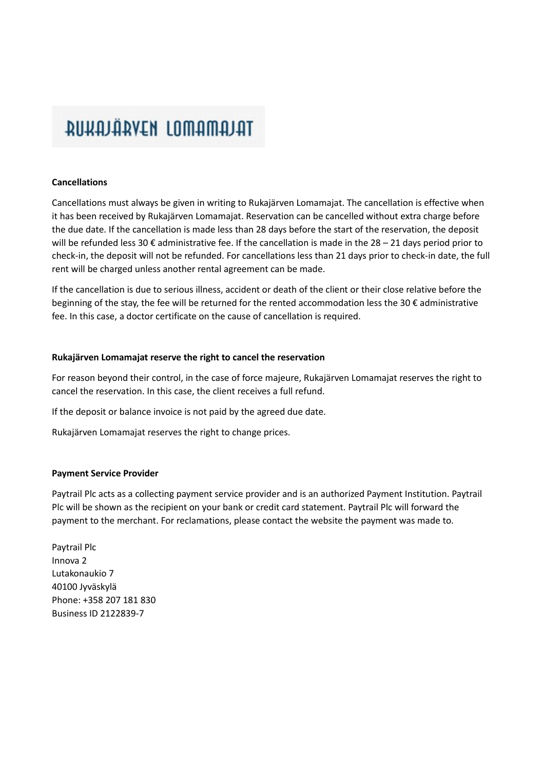# RUKAJÄRVEN LOMAMAJAT

**Cancellations**

Cancellations must always be given in writing to Rukajärven Lomamajat. The cancellation is effective when it has been received by Rukajärven Lomamajat. Reservation can be cancelled without extra charge before the due date. If the cancellation is made less than 28 days before the start of the reservation, the deposit will be refunded less 30 € administrative fee. If the cancellation is made in the 28 – 21 days period prior to check-in, the deposit will not be refunded. For cancellations less than 21 days prior to check-in date, the full rent will be charged unless another rental agreement can be made.

If the cancellation is due to serious illness, accident or death of the client or their close relative before the beginning of the stay, the fee will be returned for the rented accommodation less the 30 € administrative fee. In this case, a doctor certificate on the cause of cancellation is required.

**Rukajärven Lomamajat reserve the right to cancel the reservation**

For reason beyond their control, in the case of force majeure, Rukajärven Lomamajat reserves the right to cancel the reservation. In this case, the client receives a full refund.

If the deposit or balance invoice is not paid by the agreed due date.

Rukajärven Lomamajat reserves the right to change prices.

**Payment Service Provider**

Paytrail Plc acts as a collecting payment service provider and is an authorized Payment Institution. Paytrail Plc will be shown as the recipient on your bank or credit card statement. Paytrail Plc will forward the payment to the merchant. For reclamations, please contact the website the payment was made to.

Paytrail Plc
Innova 2
Lutakonaukio 7
40100 Jyväskylä
Phone: +358 207 181 830
Business ID 2122839-7